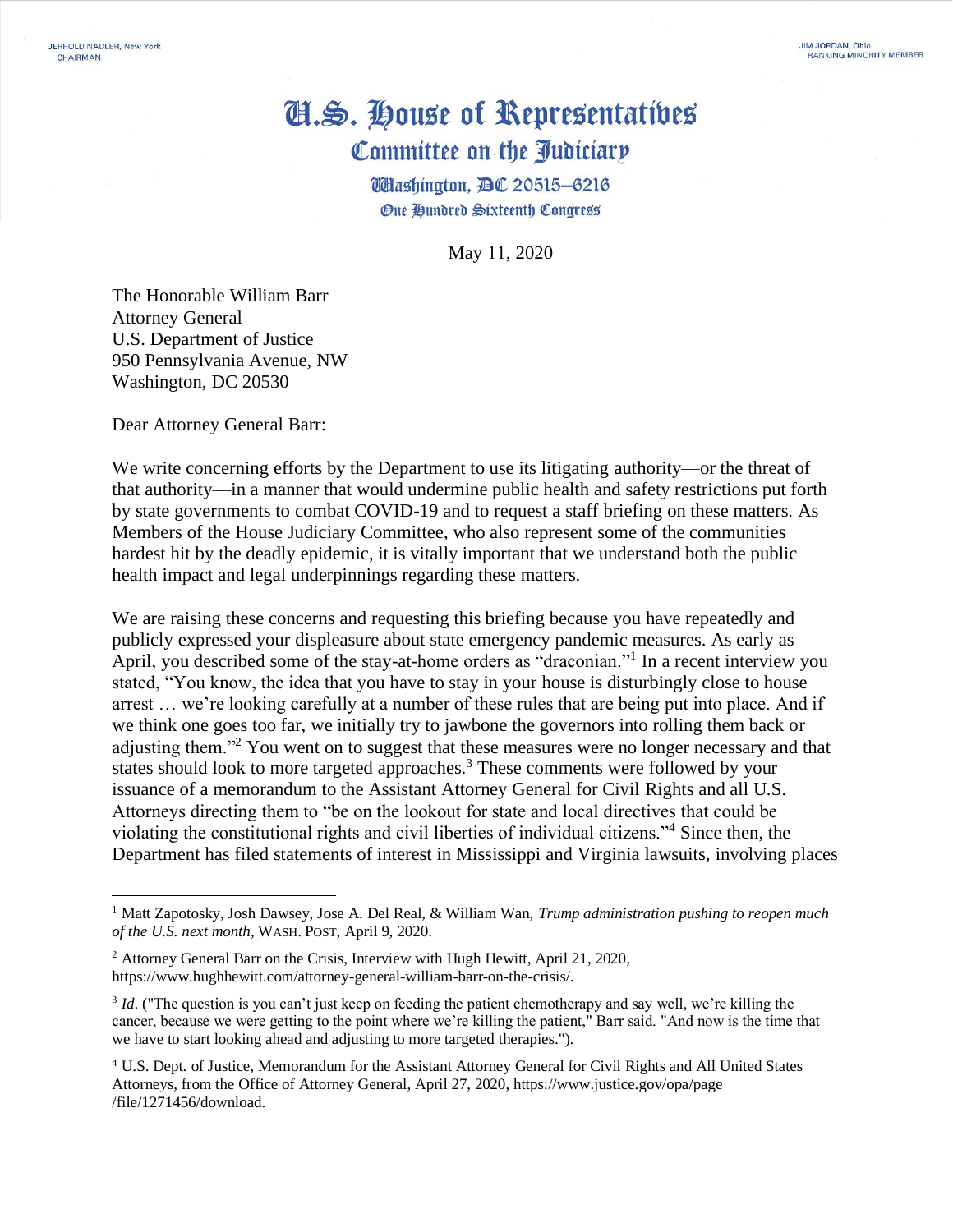JERROLD NADLER, New York
CHAIRMAN

JIM JORDAN, Ohio
RANKING MINORITY MEMBER

# U.S. House of Representatives
## Committee on the Judiciary

Washington, DC 20515–6216
One Hundred Sixteenth Congress

May 11, 2020

The Honorable William Barr
Attorney General
U.S. Department of Justice
950 Pennsylvania Avenue, NW
Washington, DC 20530

Dear Attorney General Barr:

We write concerning efforts by the Department to use its litigating authority—or the threat of that authority—in a manner that would undermine public health and safety restrictions put forth by state governments to combat COVID-19 and to request a staff briefing on these matters. As Members of the House Judiciary Committee, who also represent some of the communities hardest hit by the deadly epidemic, it is vitally important that we understand both the public health impact and legal underpinnings regarding these matters.

We are raising these concerns and requesting this briefing because you have repeatedly and publicly expressed your displeasure about state emergency pandemic measures. As early as April, you described some of the stay-at-home orders as "draconian."[1] In a recent interview you stated, "You know, the idea that you have to stay in your house is disturbingly close to house arrest … we're looking carefully at a number of these rules that are being put into place. And if we think one goes too far, we initially try to jawbone the governors into rolling them back or adjusting them."[2] You went on to suggest that these measures were no longer necessary and that states should look to more targeted approaches.[3] These comments were followed by your issuance of a memorandum to the Assistant Attorney General for Civil Rights and all U.S. Attorneys directing them to "be on the lookout for state and local directives that could be violating the constitutional rights and civil liberties of individual citizens."[4] Since then, the Department has filed statements of interest in Mississippi and Virginia lawsuits, involving places

---

[1] Matt Zapotosky, Josh Dawsey, Jose A. Del Real, & William Wan, *Trump administration pushing to reopen much of the U.S. next month*, WASH. POST, April 9, 2020.

[2] Attorney General Barr on the Crisis, Interview with Hugh Hewitt, April 21, 2020, https://www.hughhewitt.com/attorney-general-william-barr-on-the-crisis/.

[3] *Id*. ("The question is you can't just keep on feeding the patient chemotherapy and say well, we're killing the cancer, because we were getting to the point where we're killing the patient," Barr said. "And now is the time that we have to start looking ahead and adjusting to more targeted therapies.").

[4] U.S. Dept. of Justice, Memorandum for the Assistant Attorney General for Civil Rights and All United States Attorneys, from the Office of Attorney General, April 27, 2020, https://www.justice.gov/opa/page/file/1271456/download.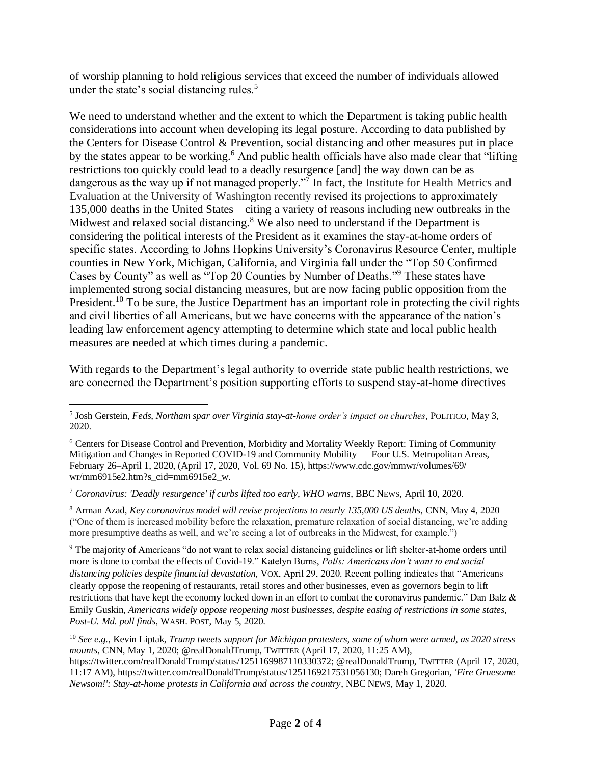of worship planning to hold religious services that exceed the number of individuals allowed under the state's social distancing rules.[5]

We need to understand whether and the extent to which the Department is taking public health considerations into account when developing its legal posture. According to data published by the Centers for Disease Control & Prevention, social distancing and other measures put in place by the states appear to be working.[6] And public health officials have also made clear that "lifting restrictions too quickly could lead to a deadly resurgence [and] the way down can be as dangerous as the way up if not managed properly."[7] In fact, the Institute for Health Metrics and Evaluation at the University of Washington recently revised its projections to approximately 135,000 deaths in the United States—citing a variety of reasons including new outbreaks in the Midwest and relaxed social distancing.[8] We also need to understand if the Department is considering the political interests of the President as it examines the stay-at-home orders of specific states. According to Johns Hopkins University's Coronavirus Resource Center, multiple counties in New York, Michigan, California, and Virginia fall under the "Top 50 Confirmed Cases by County" as well as "Top 20 Counties by Number of Deaths."[9] These states have implemented strong social distancing measures, but are now facing public opposition from the President.[10] To be sure, the Justice Department has an important role in protecting the civil rights and civil liberties of all Americans, but we have concerns with the appearance of the nation's leading law enforcement agency attempting to determine which state and local public health measures are needed at which times during a pandemic.

With regards to the Department's legal authority to override state public health restrictions, we are concerned the Department's position supporting efforts to suspend stay-at-home directives

---

[5] Josh Gerstein, *Feds, Northam spar over Virginia stay-at-home order's impact on churches*, POLITICO, May 3, 2020.

[6] Centers for Disease Control and Prevention, Morbidity and Mortality Weekly Report: Timing of Community Mitigation and Changes in Reported COVID-19 and Community Mobility — Four U.S. Metropolitan Areas, February 26–April 1, 2020, (April 17, 2020, Vol. 69 No. 15), https://www.cdc.gov/mmwr/volumes/69/wr/mm6915e2.htm?s_cid=mm6915e2_w.

[7] *Coronavirus: 'Deadly resurgence' if curbs lifted too early, WHO warns*, BBC NEWS, April 10, 2020.

[8] Arman Azad, *Key coronavirus model will revise projections to nearly 135,000 US deaths*, CNN, May 4, 2020 ("One of them is increased mobility before the relaxation, premature relaxation of social distancing, we're adding more presumptive deaths as well, and we're seeing a lot of outbreaks in the Midwest, for example.")

[9] The majority of Americans "do not want to relax social distancing guidelines or lift shelter-at-home orders until more is done to combat the effects of Covid-19." Katelyn Burns, *Polls: Americans don't want to end social distancing policies despite financial devastation*, VOX, April 29, 2020. Recent polling indicates that "Americans clearly oppose the reopening of restaurants, retail stores and other businesses, even as governors begin to lift restrictions that have kept the economy locked down in an effort to combat the coronavirus pandemic." Dan Balz & Emily Guskin, *Americans widely oppose reopening most businesses, despite easing of restrictions in some states, Post-U. Md. poll finds*, WASH. POST, May 5, 2020.

[10] *See e.g.*, Kevin Liptak, *Trump tweets support for Michigan protesters, some of whom were armed, as 2020 stress mounts*, CNN, May 1, 2020; @realDonaldTrump, TWITTER (April 17, 2020, 11:25 AM), https://twitter.com/realDonaldTrump/status/1251169987110330372; @realDonaldTrump, TWITTER (April 17, 2020, 11:17 AM), https://twitter.com/realDonaldTrump/status/1251169217531056130; Dareh Gregorian, *'Fire Gruesome Newsom!': Stay-at-home protests in California and across the country*, NBC NEWS, May 1, 2020.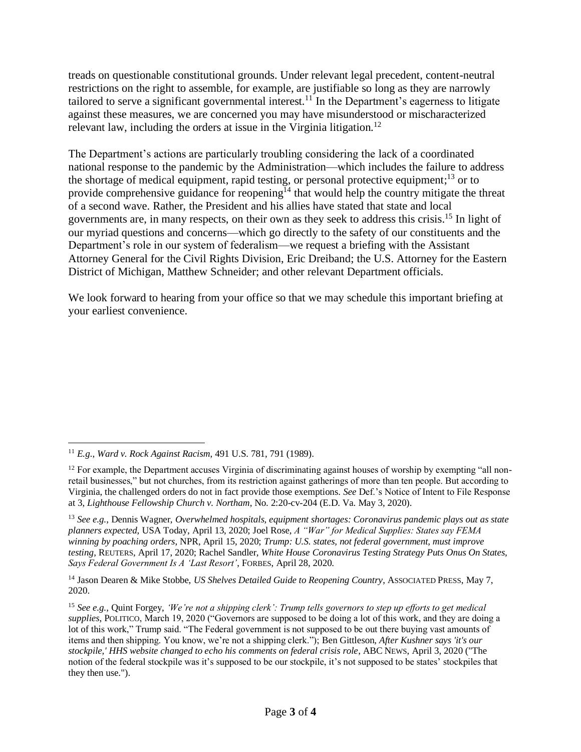treads on questionable constitutional grounds. Under relevant legal precedent, content-neutral restrictions on the right to assemble, for example, are justifiable so long as they are narrowly tailored to serve a significant governmental interest.[11] In the Department's eagerness to litigate against these measures, we are concerned you may have misunderstood or mischaracterized relevant law, including the orders at issue in the Virginia litigation.[12]

The Department's actions are particularly troubling considering the lack of a coordinated national response to the pandemic by the Administration—which includes the failure to address the shortage of medical equipment, rapid testing, or personal protective equipment;[13] or to provide comprehensive guidance for reopening[14] that would help the country mitigate the threat of a second wave. Rather, the President and his allies have stated that state and local governments are, in many respects, on their own as they seek to address this crisis.[15] In light of our myriad questions and concerns—which go directly to the safety of our constituents and the Department's role in our system of federalism—we request a briefing with the Assistant Attorney General for the Civil Rights Division, Eric Dreiband; the U.S. Attorney for the Eastern District of Michigan, Matthew Schneider; and other relevant Department officials.

We look forward to hearing from your office so that we may schedule this important briefing at your earliest convenience.

---

[11] *E.g.*, *Ward v. Rock Against Racism*, 491 U.S. 781, 791 (1989).

[12] For example, the Department accuses Virginia of discriminating against houses of worship by exempting "all non-retail businesses," but not churches, from its restriction against gatherings of more than ten people. But according to Virginia, the challenged orders do not in fact provide those exemptions. *See* Def.'s Notice of Intent to File Response at 3, *Lighthouse Fellowship Church v. Northam*, No. 2:20-cv-204 (E.D. Va. May 3, 2020).

[13] *See e.g.*, Dennis Wagner, *Overwhelmed hospitals, equipment shortages: Coronavirus pandemic plays out as state planners expected*, USA Today, April 13, 2020; Joel Rose, *A "War" for Medical Supplies: States say FEMA winning by poaching orders*, NPR, April 15, 2020; *Trump: U.S. states, not federal government, must improve testing*, REUTERS, April 17, 2020; Rachel Sandler, *White House Coronavirus Testing Strategy Puts Onus On States, Says Federal Government Is A 'Last Resort'*, FORBES, April 28, 2020.

[14] Jason Dearen & Mike Stobbe, *US Shelves Detailed Guide to Reopening Country*, ASSOCIATED PRESS, May 7, 2020.

[15] *See e.g.*, Quint Forgey, *'We're not a shipping clerk': Trump tells governors to step up efforts to get medical supplies*, POLITICO, March 19, 2020 ("Governors are supposed to be doing a lot of this work, and they are doing a lot of this work," Trump said. "The Federal government is not supposed to be out there buying vast amounts of items and then shipping. You know, we're not a shipping clerk."); Ben Gittleson, *After Kushner says 'it's our stockpile,' HHS website changed to echo his comments on federal crisis role*, ABC NEWS, April 3, 2020 ("The notion of the federal stockpile was it's supposed to be our stockpile, it's not supposed to be states' stockpiles that they then use.").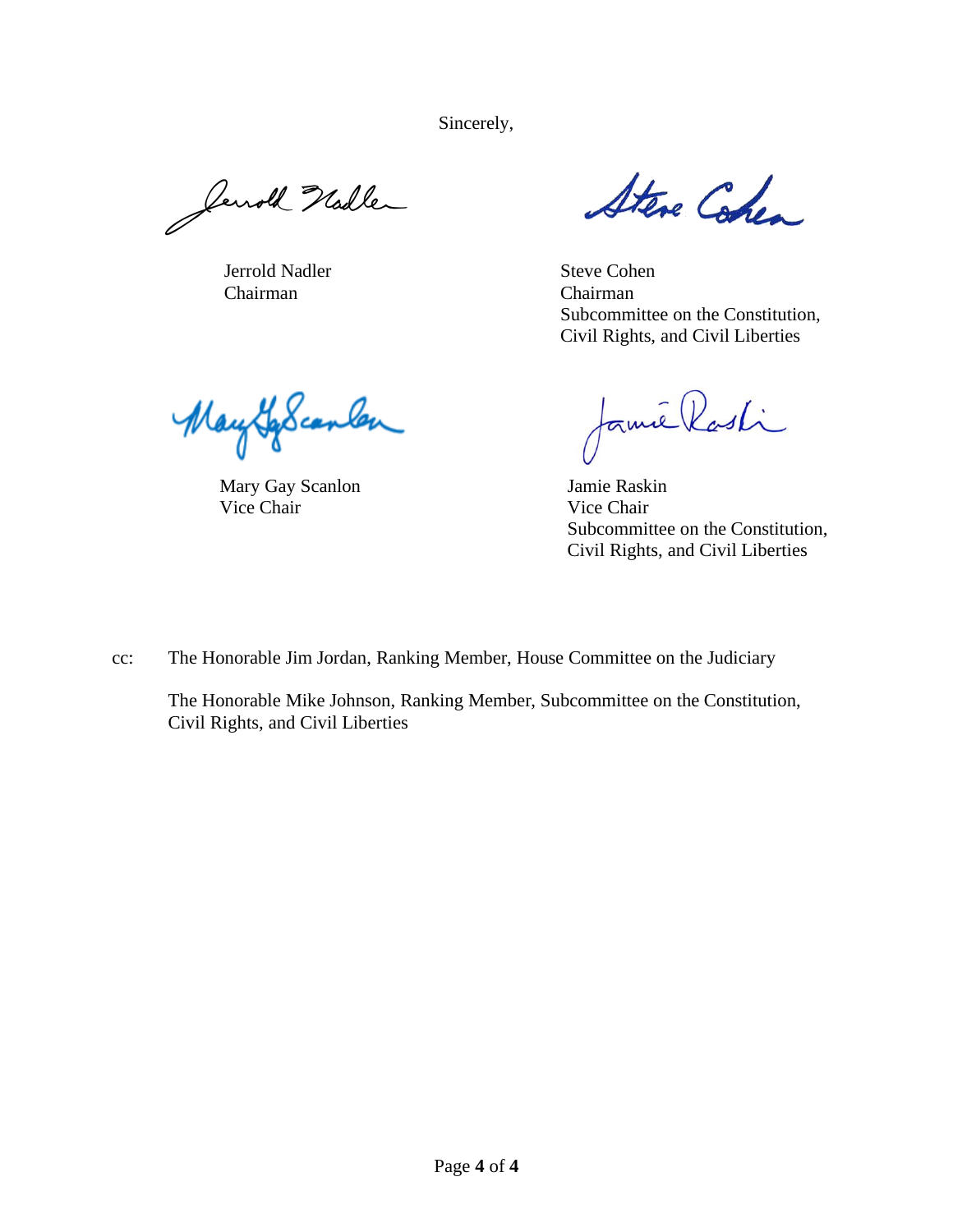Sincerely,

Jerrold Nadler
Chairman

Steve Cohen
Chairman
Subcommittee on the Constitution, Civil Rights, and Civil Liberties

Mary Gay Scanlon
Vice Chair

Jamie Raskin
Vice Chair
Subcommittee on the Constitution, Civil Rights, and Civil Liberties

cc: The Honorable Jim Jordan, Ranking Member, House Committee on the Judiciary

The Honorable Mike Johnson, Ranking Member, Subcommittee on the Constitution, Civil Rights, and Civil Liberties